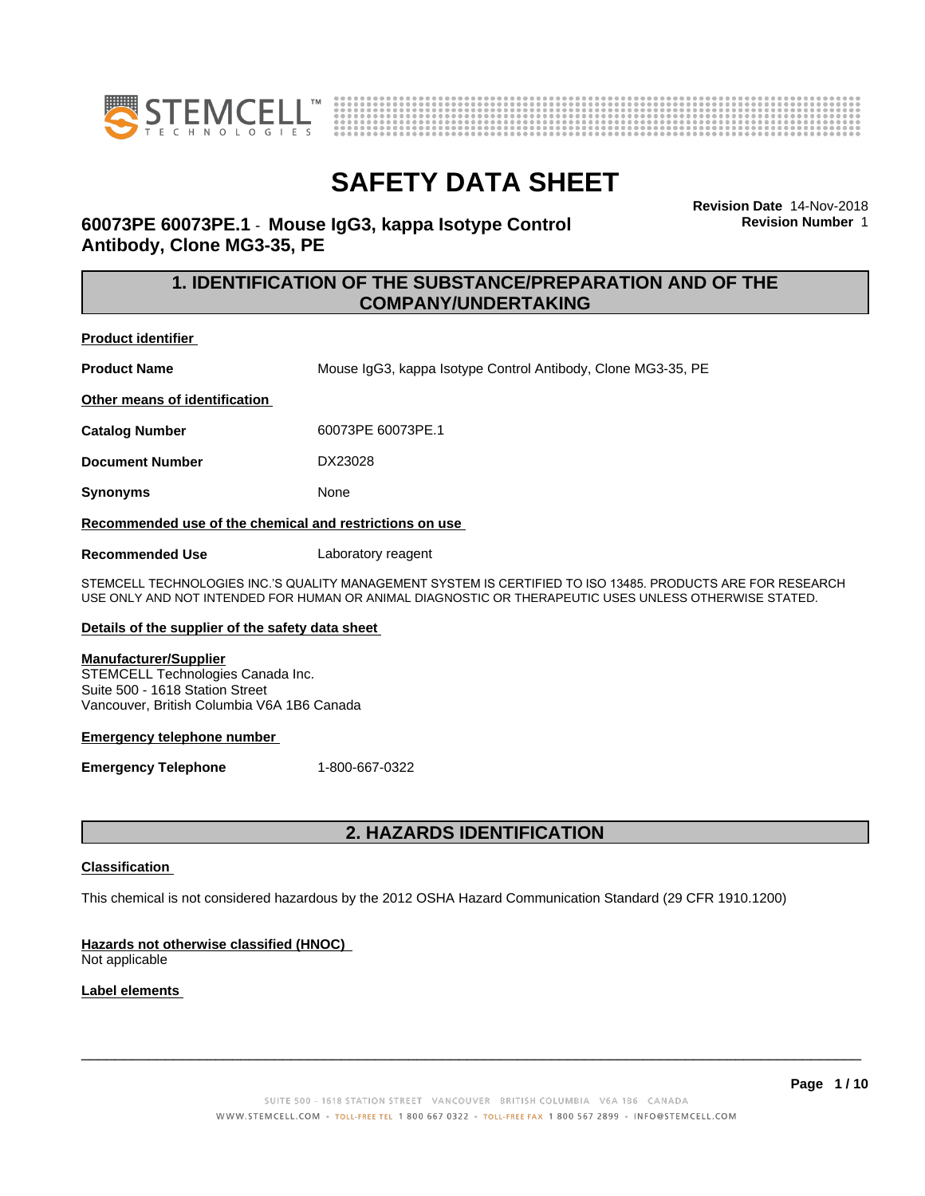# SAFETY DATA SHEET

**Revision Date** 14-Nov-2018
**Revision Number** 1

## 60073PE 60073PE.1 - Mouse IgG3, kappa Isotype Control Antibody, Clone MG3-35, PE

## 1. IDENTIFICATION OF THE SUBSTANCE/PREPARATION AND OF THE COMPANY/UNDERTAKING

**Product identifier**

**Product Name** Mouse IgG3, kappa Isotype Control Antibody, Clone MG3-35, PE

**Other means of identification**

**Catalog Number** 60073PE 60073PE.1

**Document Number** DX23028

**Synonyms** None

**Recommended use of the chemical and restrictions on use**

**Recommended Use** Laboratory reagent

STEMCELL TECHNOLOGIES INC.'S QUALITY MANAGEMENT SYSTEM IS CERTIFIED TO ISO 13485. PRODUCTS ARE FOR RESEARCH USE ONLY AND NOT INTENDED FOR HUMAN OR ANIMAL DIAGNOSTIC OR THERAPEUTIC USES UNLESS OTHERWISE STATED.

**Details of the supplier of the safety data sheet**

**Manufacturer/Supplier**
STEMCELL Technologies Canada Inc.
Suite 500 - 1618 Station Street
Vancouver, British Columbia V6A 1B6 Canada

**Emergency telephone number**

**Emergency Telephone** 1-800-667-0322

## 2. HAZARDS IDENTIFICATION

**Classification**

This chemical is not considered hazardous by the 2012 OSHA Hazard Communication Standard (29 CFR 1910.1200)

**Hazards not otherwise classified (HNOC)**
Not applicable

**Label elements**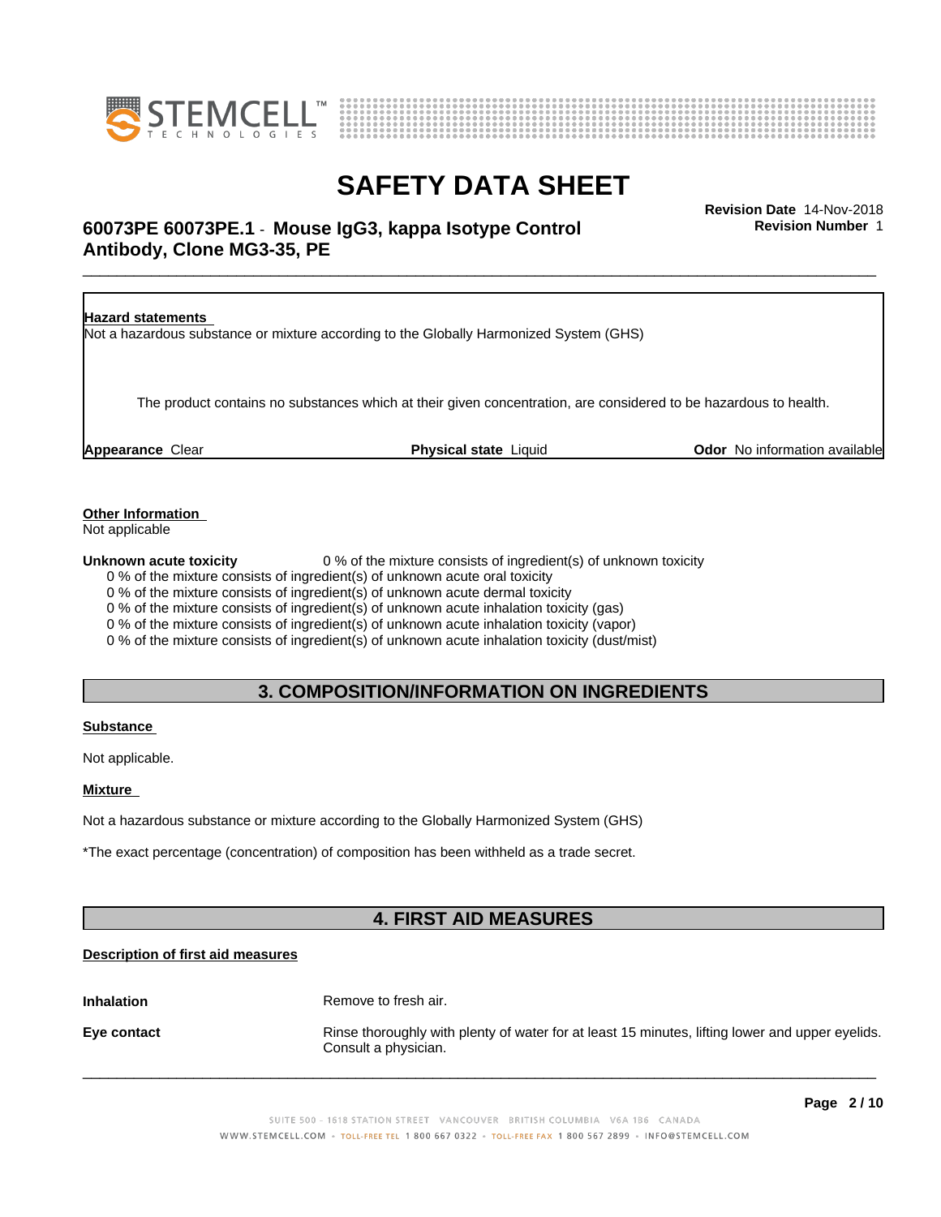**Hazard statements**

Not a hazardous substance or mixture according to the Globally Harmonized System (GHS)

The product contains no substances which at their given concentration, are considered to be hazardous to health.

**Appearance** Clear **Physical state** Liquid **Odor** No information available

**Other Information**

Not applicable

**Unknown acute toxicity** 0 % of the mixture consists of ingredient(s) of unknown toxicity

0 % of the mixture consists of ingredient(s) of unknown acute oral toxicity
0 % of the mixture consists of ingredient(s) of unknown acute dermal toxicity
0 % of the mixture consists of ingredient(s) of unknown acute inhalation toxicity (gas)
0 % of the mixture consists of ingredient(s) of unknown acute inhalation toxicity (vapor)
0 % of the mixture consists of ingredient(s) of unknown acute inhalation toxicity (dust/mist)

## 3. COMPOSITION/INFORMATION ON INGREDIENTS

**Substance**

Not applicable.

**Mixture**

Not a hazardous substance or mixture according to the Globally Harmonized System (GHS)

*The exact percentage (concentration) of composition has been withheld as a trade secret.

## 4. FIRST AID MEASURES

**Description of first aid measures**

**Inhalation** Remove to fresh air.

**Eye contact** Rinse thoroughly with plenty of water for at least 15 minutes, lifting lower and upper eyelids. Consult a physician.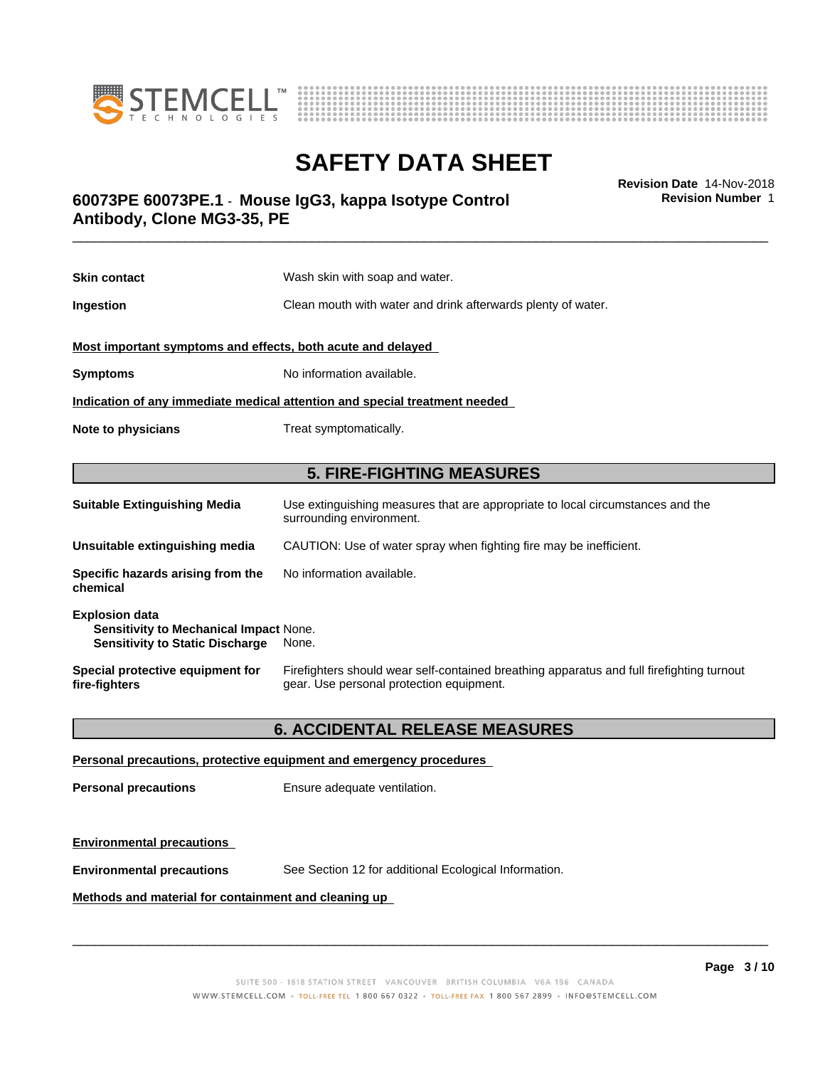**Skin contact** Wash skin with soap and water.

**Ingestion** Clean mouth with water and drink afterwards plenty of water.

**Most important symptoms and effects, both acute and delayed**

**Symptoms** No information available.

**Indication of any immediate medical attention and special treatment needed**

**Note to physicians** Treat symptomatically.

## 5. FIRE-FIGHTING MEASURES

**Suitable Extinguishing Media** Use extinguishing measures that are appropriate to local circumstances and the surrounding environment.

**Unsuitable extinguishing media** CAUTION: Use of water spray when fighting fire may be inefficient.

**Specific hazards arising from the chemical** No information available.

**Explosion data**
**Sensitivity to Mechanical Impact** None.
**Sensitivity to Static Discharge** None.

**Special protective equipment for fire-fighters** Firefighters should wear self-contained breathing apparatus and full firefighting turnout gear. Use personal protection equipment.

## 6. ACCIDENTAL RELEASE MEASURES

**Personal precautions, protective equipment and emergency procedures**

**Personal precautions** Ensure adequate ventilation.

**Environmental precautions**

**Environmental precautions** See Section 12 for additional Ecological Information.

**Methods and material for containment and cleaning up**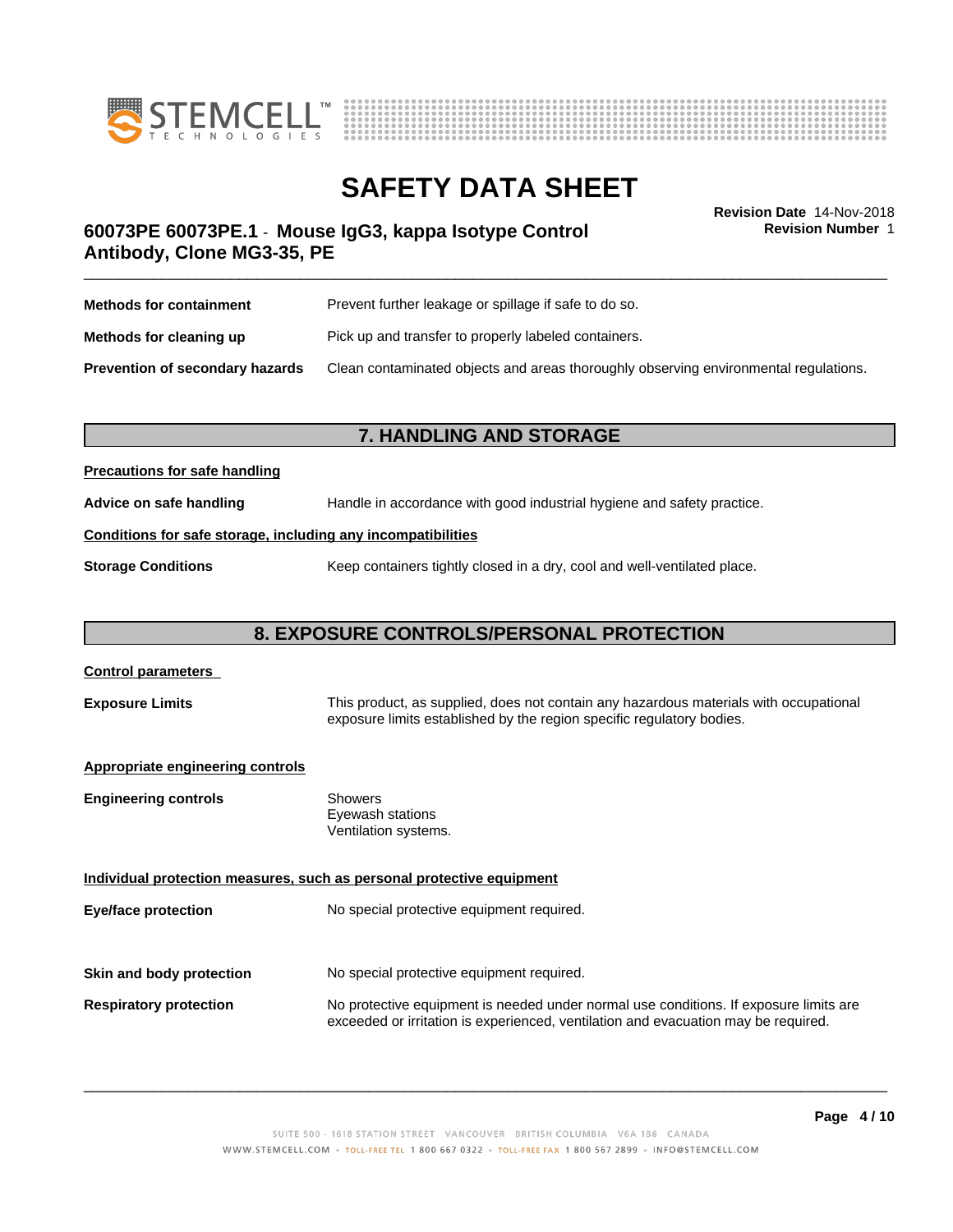| | |
|---|---|
| **Methods for containment** | Prevent further leakage or spillage if safe to do so. |
| **Methods for cleaning up** | Pick up and transfer to properly labeled containers. |
| **Prevention of secondary hazards** | Clean contaminated objects and areas thoroughly observing environmental regulations. |

## 7. HANDLING AND STORAGE

**Precautions for safe handling**

| | |
|---|---|
| **Advice on safe handling** | Handle in accordance with good industrial hygiene and safety practice. |

**Conditions for safe storage, including any incompatibilities**

| | |
|---|---|
| **Storage Conditions** | Keep containers tightly closed in a dry, cool and well-ventilated place. |

## 8. EXPOSURE CONTROLS/PERSONAL PROTECTION

**Control parameters**

| | |
|---|---|
| **Exposure Limits** | This product, as supplied, does not contain any hazardous materials with occupational exposure limits established by the region specific regulatory bodies. |

**Appropriate engineering controls**

| | |
|---|---|
| **Engineering controls** | Showers<br>Eyewash stations<br>Ventilation systems. |

**Individual protection measures, such as personal protective equipment**

| | |
|---|---|
| **Eye/face protection** | No special protective equipment required. |
| **Skin and body protection** | No special protective equipment required. |
| **Respiratory protection** | No protective equipment is needed under normal use conditions. If exposure limits are exceeded or irritation is experienced, ventilation and evacuation may be required. |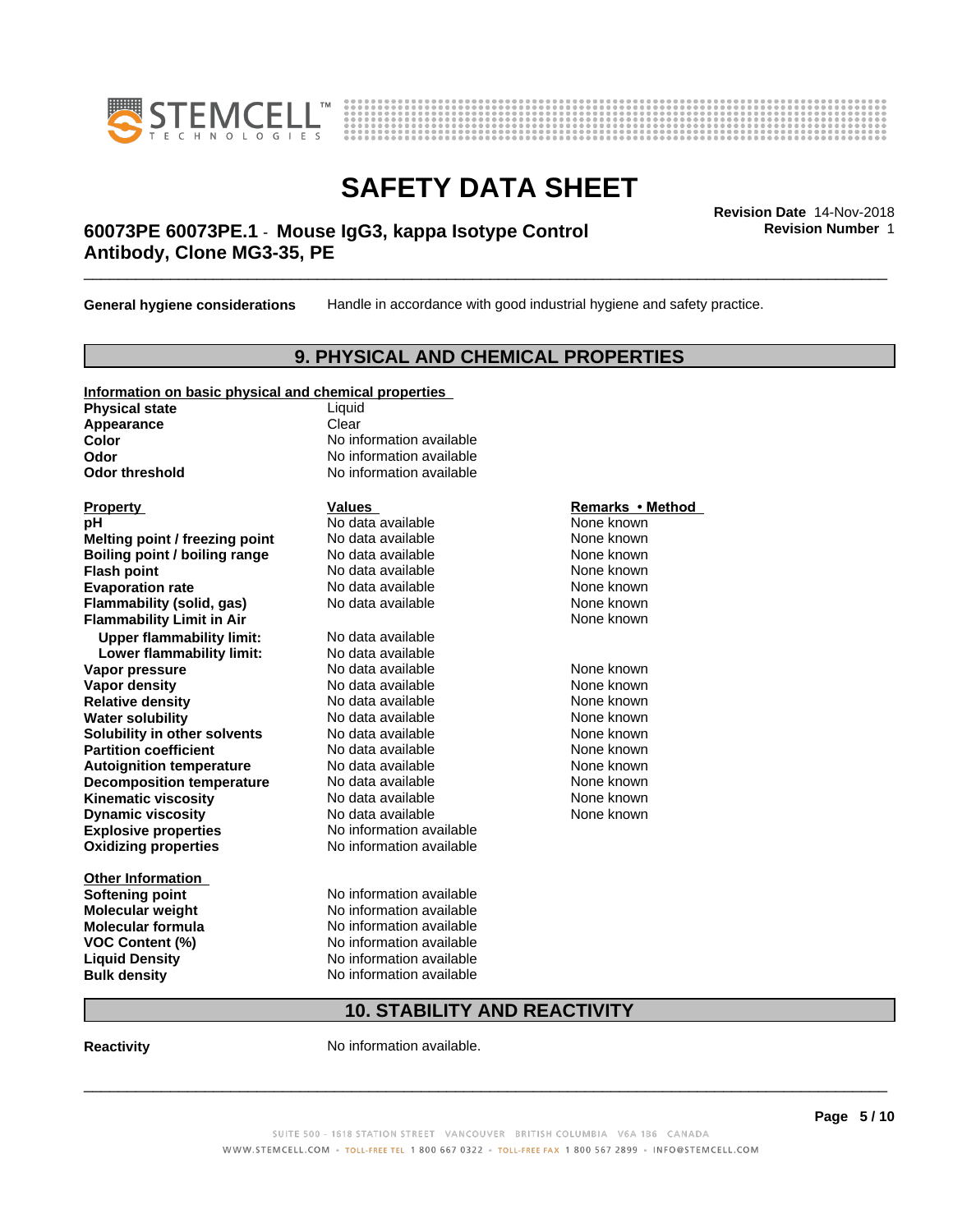**General hygiene considerations** Handle in accordance with good industrial hygiene and safety practice.

## 9. PHYSICAL AND CHEMICAL PROPERTIES

**Information on basic physical and chemical properties**

| | |
|---|---|
| **Physical state** | Liquid |
| **Appearance** | Clear |
| **Color** | No information available |
| **Odor** | No information available |
| **Odor threshold** | No information available |

| Property | Values | Remarks • Method |
|---|---|---|
| **pH** | No data available | None known |
| **Melting point / freezing point** | No data available | None known |
| **Boiling point / boiling range** | No data available | None known |
| **Flash point** | No data available | None known |
| **Evaporation rate** | No data available | None known |
| **Flammability (solid, gas)** | No data available | None known |
| **Flammability Limit in Air** | | None known |
| **Upper flammability limit:** | No data available | |
| **Lower flammability limit:** | No data available | |
| **Vapor pressure** | No data available | None known |
| **Vapor density** | No data available | None known |
| **Relative density** | No data available | None known |
| **Water solubility** | No data available | None known |
| **Solubility in other solvents** | No data available | None known |
| **Partition coefficient** | No data available | None known |
| **Autoignition temperature** | No data available | None known |
| **Decomposition temperature** | No data available | None known |
| **Kinematic viscosity** | No data available | None known |
| **Dynamic viscosity** | No data available | None known |
| **Explosive properties** | No information available | |
| **Oxidizing properties** | No information available | |

**Other Information**

| | |
|---|---|
| **Softening point** | No information available |
| **Molecular weight** | No information available |
| **Molecular formula** | No information available |
| **VOC Content (%)** | No information available |
| **Liquid Density** | No information available |
| **Bulk density** | No information available |

## 10. STABILITY AND REACTIVITY

**Reactivity** No information available.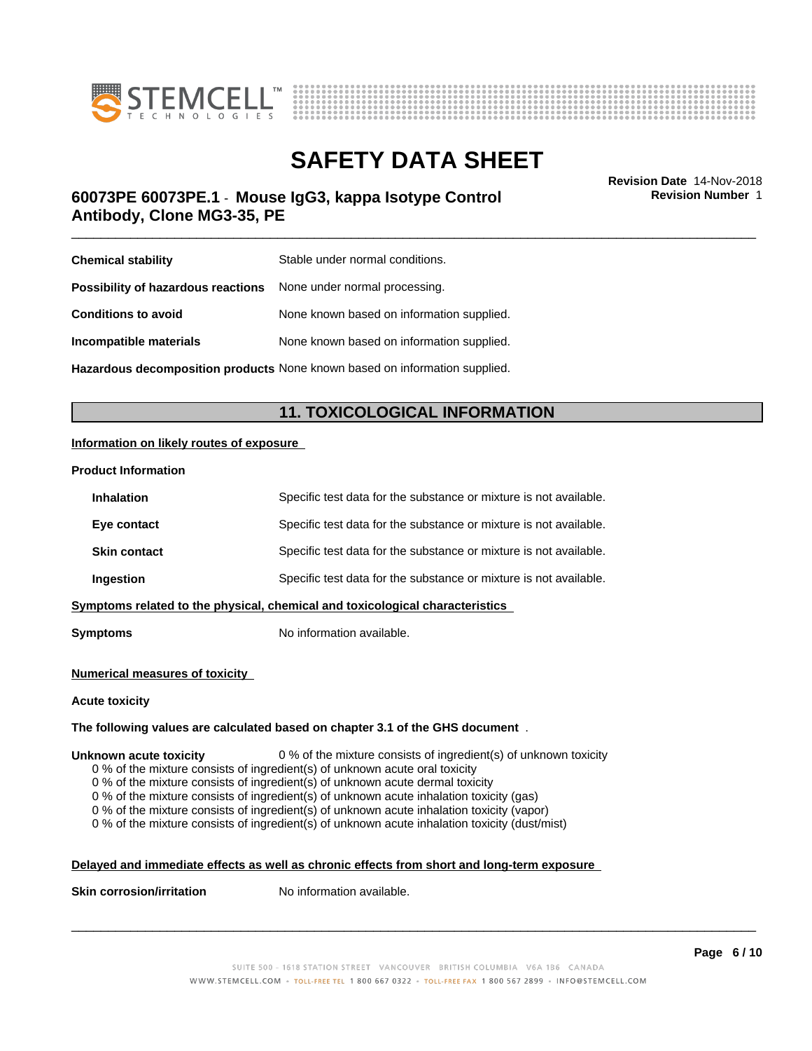| | |
|---|---|
| **Chemical stability** | Stable under normal conditions. |
| **Possibility of hazardous reactions** | None under normal processing. |
| **Conditions to avoid** | None known based on information supplied. |
| **Incompatible materials** | None known based on information supplied. |
| **Hazardous decomposition products** | None known based on information supplied. |

## 11. TOXICOLOGICAL INFORMATION

**Information on likely routes of exposure**

**Product Information**

| | |
|---|---|
| **Inhalation** | Specific test data for the substance or mixture is not available. |
| **Eye contact** | Specific test data for the substance or mixture is not available. |
| **Skin contact** | Specific test data for the substance or mixture is not available. |
| **Ingestion** | Specific test data for the substance or mixture is not available. |

**Symptoms related to the physical, chemical and toxicological characteristics**

**Symptoms** No information available.

**Numerical measures of toxicity**

**Acute toxicity**

**The following values are calculated based on chapter 3.1 of the GHS document** .

**Unknown acute toxicity** 0 % of the mixture consists of ingredient(s) of unknown toxicity

0 % of the mixture consists of ingredient(s) of unknown acute oral toxicity
0 % of the mixture consists of ingredient(s) of unknown acute dermal toxicity
0 % of the mixture consists of ingredient(s) of unknown acute inhalation toxicity (gas)
0 % of the mixture consists of ingredient(s) of unknown acute inhalation toxicity (vapor)
0 % of the mixture consists of ingredient(s) of unknown acute inhalation toxicity (dust/mist)

**Delayed and immediate effects as well as chronic effects from short and long-term exposure**

**Skin corrosion/irritation** No information available.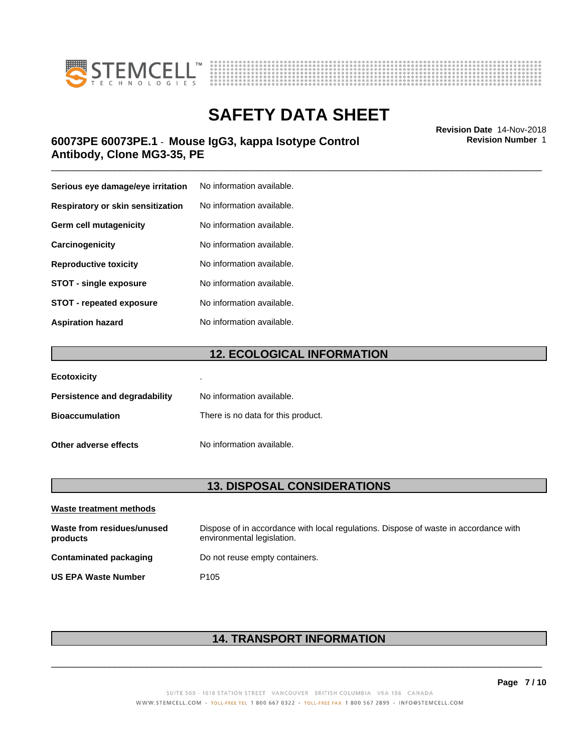| | |
|---|---|
| **Serious eye damage/eye irritation** | No information available. |
| **Respiratory or skin sensitization** | No information available. |
| **Germ cell mutagenicity** | No information available. |
| **Carcinogenicity** | No information available. |
| **Reproductive toxicity** | No information available. |
| **STOT - single exposure** | No information available. |
| **STOT - repeated exposure** | No information available. |
| **Aspiration hazard** | No information available. |

## 12. ECOLOGICAL INFORMATION

| | |
|---|---|
| **Ecotoxicity** | . |
| **Persistence and degradability** | No information available. |
| **Bioaccumulation** | There is no data for this product. |
| **Other adverse effects** | No information available. |

## 13. DISPOSAL CONSIDERATIONS

**Waste treatment methods**

| | |
|---|---|
| **Waste from residues/unused products** | Dispose of in accordance with local regulations. Dispose of waste in accordance with environmental legislation. |
| **Contaminated packaging** | Do not reuse empty containers. |
| **US EPA Waste Number** | P105 |

## 14. TRANSPORT INFORMATION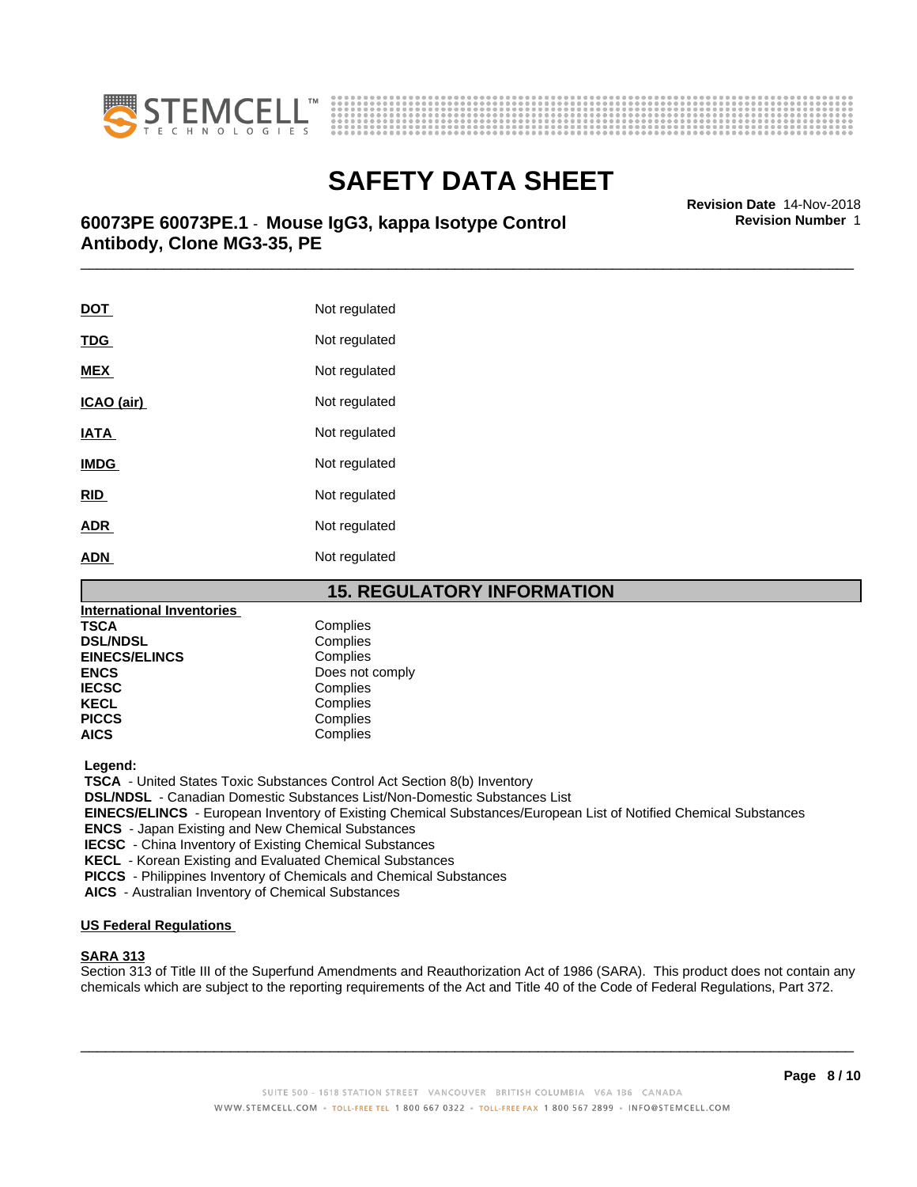| | |
|---|---|
| **DOT** | Not regulated |
| **TDG** | Not regulated |
| **MEX** | Not regulated |
| **ICAO (air)** | Not regulated |
| **IATA** | Not regulated |
| **IMDG** | Not regulated |
| **RID** | Not regulated |
| **ADR** | Not regulated |
| **ADN** | Not regulated |

## 15. REGULATORY INFORMATION

**International Inventories**

| | |
|---|---|
| **TSCA** | Complies |
| **DSL/NDSL** | Complies |
| **EINECS/ELINCS** | Complies |
| **ENCS** | Does not comply |
| **IECSC** | Complies |
| **KECL** | Complies |
| **PICCS** | Complies |
| **AICS** | Complies |

**Legend:**

**TSCA** - United States Toxic Substances Control Act Section 8(b) Inventory
**DSL/NDSL** - Canadian Domestic Substances List/Non-Domestic Substances List
**EINECS/ELINCS** - European Inventory of Existing Chemical Substances/European List of Notified Chemical Substances
**ENCS** - Japan Existing and New Chemical Substances
**IECSC** - China Inventory of Existing Chemical Substances
**KECL** - Korean Existing and Evaluated Chemical Substances
**PICCS** - Philippines Inventory of Chemicals and Chemical Substances
**AICS** - Australian Inventory of Chemical Substances

**US Federal Regulations**

**SARA 313**

Section 313 of Title III of the Superfund Amendments and Reauthorization Act of 1986 (SARA). This product does not contain any chemicals which are subject to the reporting requirements of the Act and Title 40 of the Code of Federal Regulations, Part 372.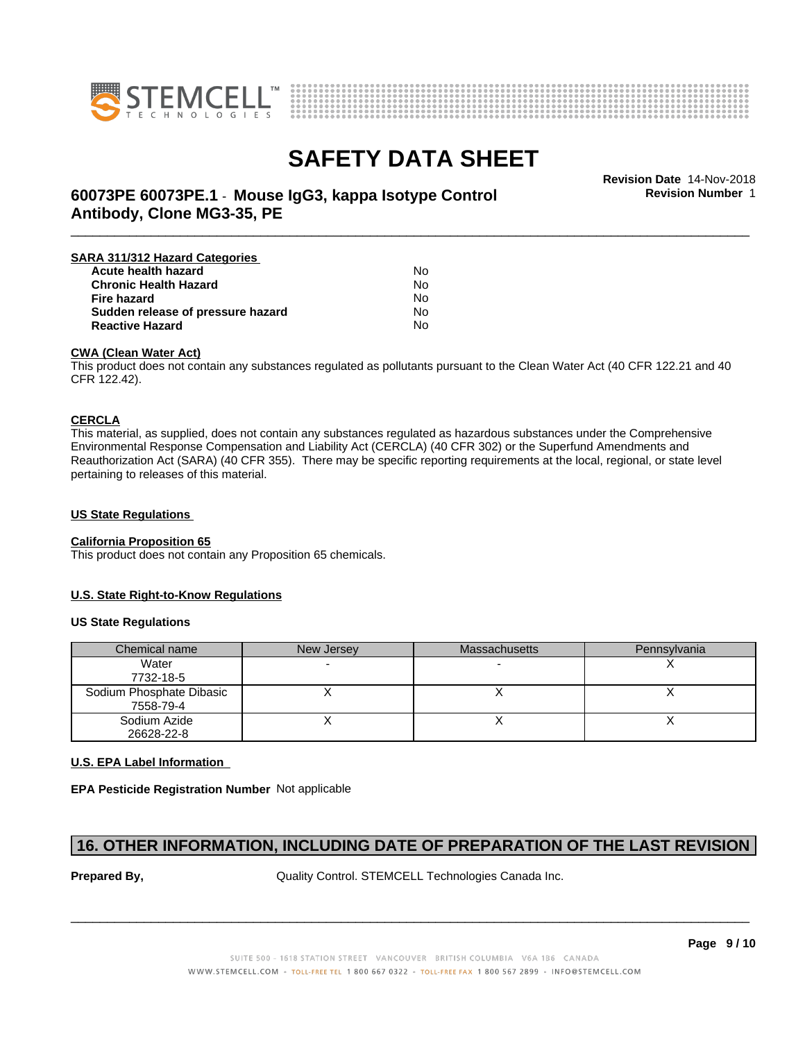**SARA 311/312 Hazard Categories**

| | |
|---|---|
| **Acute health hazard** | No |
| **Chronic Health Hazard** | No |
| **Fire hazard** | No |
| **Sudden release of pressure hazard** | No |
| **Reactive Hazard** | No |

**CWA (Clean Water Act)**

This product does not contain any substances regulated as pollutants pursuant to the Clean Water Act (40 CFR 122.21 and 40 CFR 122.42).

**CERCLA**

This material, as supplied, does not contain any substances regulated as hazardous substances under the Comprehensive Environmental Response Compensation and Liability Act (CERCLA) (40 CFR 302) or the Superfund Amendments and Reauthorization Act (SARA) (40 CFR 355). There may be specific reporting requirements at the local, regional, or state level pertaining to releases of this material.

**US State Regulations**

**California Proposition 65**

This product does not contain any Proposition 65 chemicals.

**U.S. State Right-to-Know Regulations**

**US State Regulations**

| Chemical name | New Jersey | Massachusetts | Pennsylvania |
|---|---|---|---|
| Water 7732-18-5 | - | - | X |
| Sodium Phosphate Dibasic 7558-79-4 | X | X | X |
| Sodium Azide 26628-22-8 | X | X | X |

**U.S. EPA Label Information**

**EPA Pesticide Registration Number** Not applicable

## 16. OTHER INFORMATION, INCLUDING DATE OF PREPARATION OF THE LAST REVISION

**Prepared By,** Quality Control. STEMCELL Technologies Canada Inc.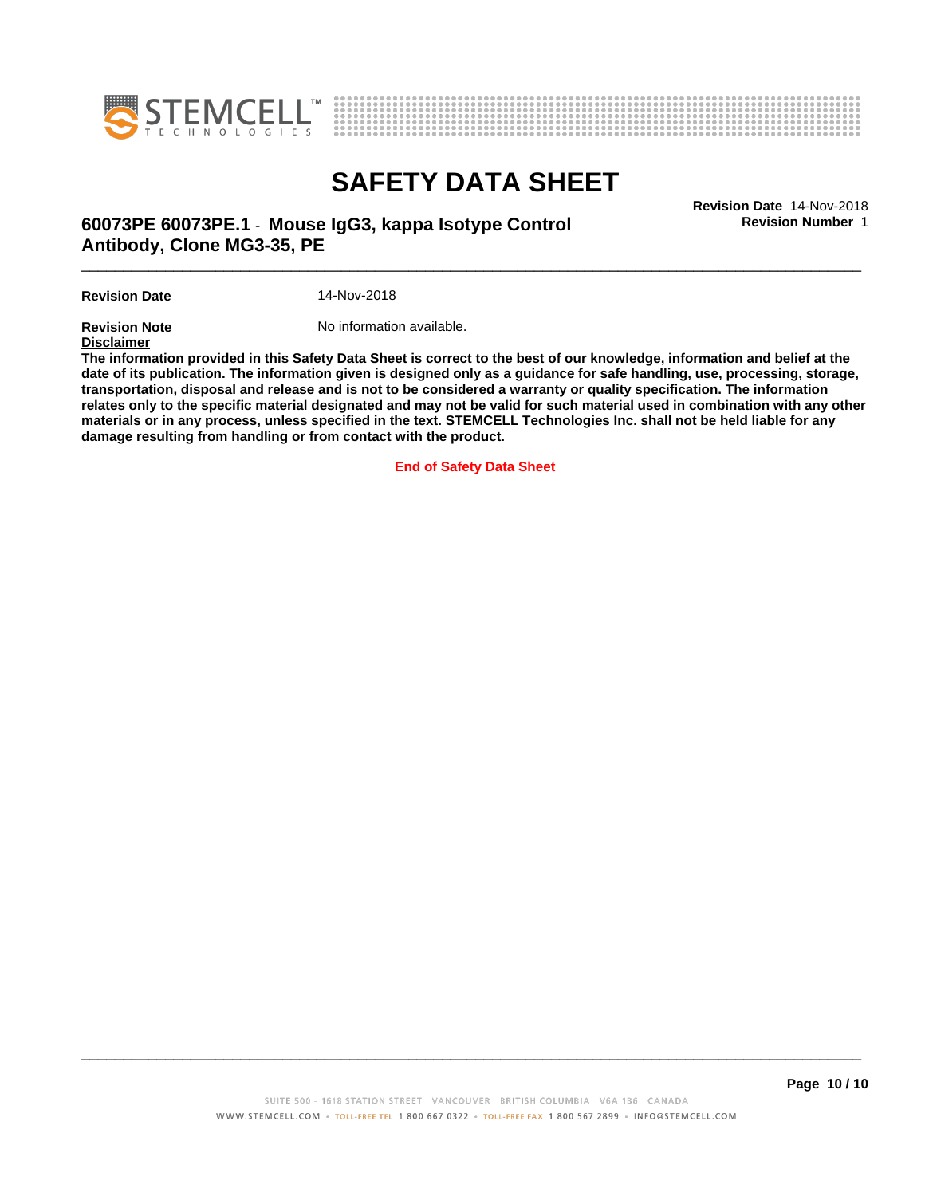**Revision Date** 14-Nov-2018

**Revision Note** No information available.

**Disclaimer**

**The information provided in this Safety Data Sheet is correct to the best of our knowledge, information and belief at the date of its publication. The information given is designed only as a guidance for safe handling, use, processing, storage, transportation, disposal and release and is not to be considered a warranty or quality specification. The information relates only to the specific material designated and may not be valid for such material used in combination with any other materials or in any process, unless specified in the text. STEMCELL Technologies Inc. shall not be held liable for any damage resulting from handling or from contact with the product.**

**End of Safety Data Sheet**